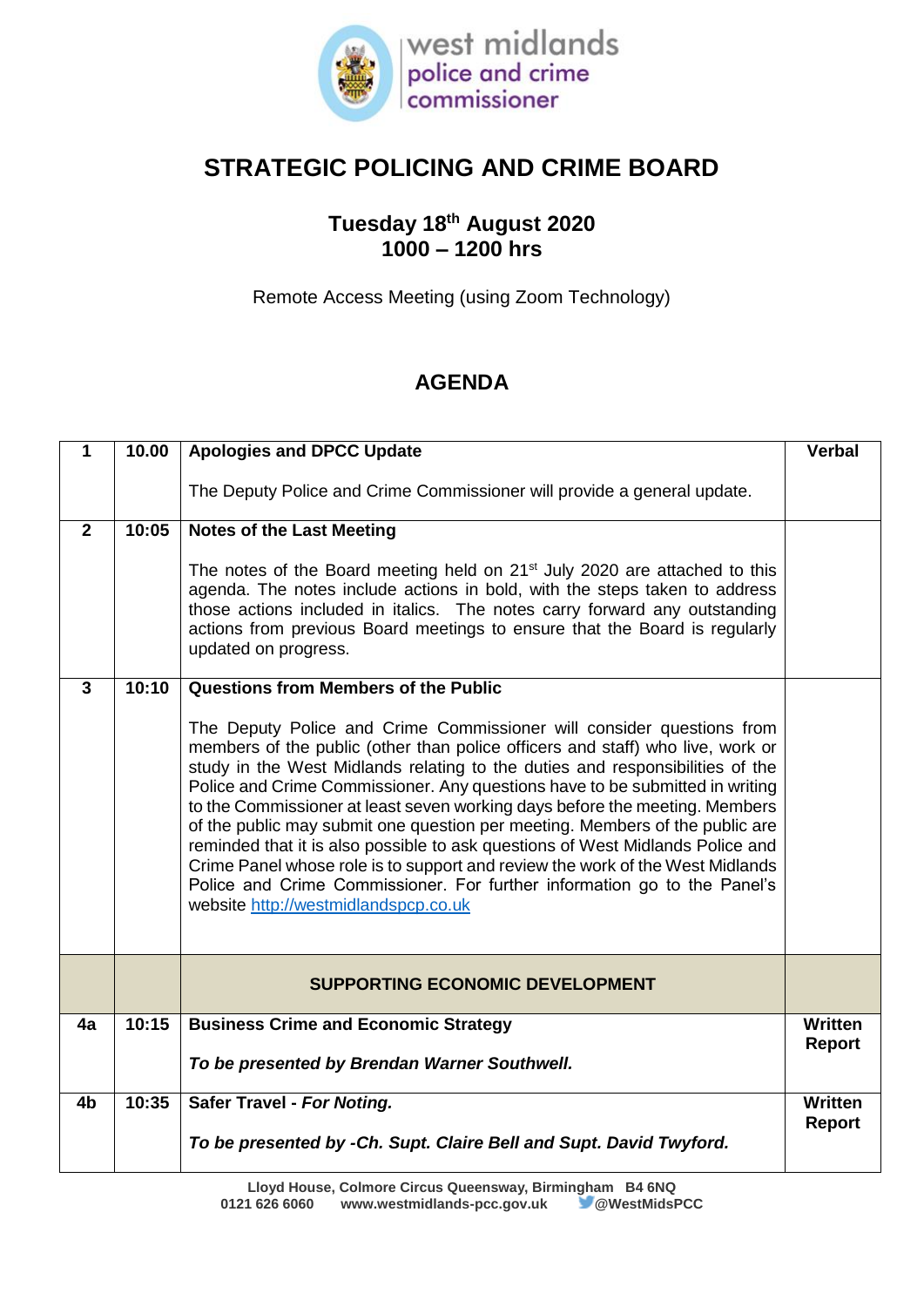# STRATEGIC POLICING AND CRIME BOARD

## Tuesday 18th August 2020
## 1000 – 1200 hrs

Remote Access Meeting (using Zoom Technology)

## AGENDA

| | | | |
|---|---|---|---|
| **1** | **10.00** | **Apologies and DPCC Update**<br><br>The Deputy Police and Crime Commissioner will provide a general update. | **Verbal** |
| **2** | **10:05** | **Notes of the Last Meeting**<br><br>The notes of the Board meeting held on 21st July 2020 are attached to this agenda. The notes include actions in bold, with the steps taken to address those actions included in italics. The notes carry forward any outstanding actions from previous Board meetings to ensure that the Board is regularly updated on progress. | |
| **3** | **10:10** | **Questions from Members of the Public**<br><br>The Deputy Police and Crime Commissioner will consider questions from members of the public (other than police officers and staff) who live, work or study in the West Midlands relating to the duties and responsibilities of the Police and Crime Commissioner. Any questions have to be submitted in writing to the Commissioner at least seven working days before the meeting. Members of the public may submit one question per meeting. Members of the public are reminded that it is also possible to ask questions of West Midlands Police and Crime Panel whose role is to support and review the work of the West Midlands Police and Crime Commissioner. For further information go to the Panel's website http://westmidlandspcp.co.uk | |
| | | **SUPPORTING ECONOMIC DEVELOPMENT** | |
| **4a** | **10:15** | **Business Crime and Economic Strategy**<br><br>***To be presented by Brendan Warner Southwell.*** | **Written Report** |
| **4b** | **10:35** | **Safer Travel - *For Noting.***<br><br>***To be presented by -Ch. Supt. Claire Bell and Supt. David Twyford.*** | **Written Report** |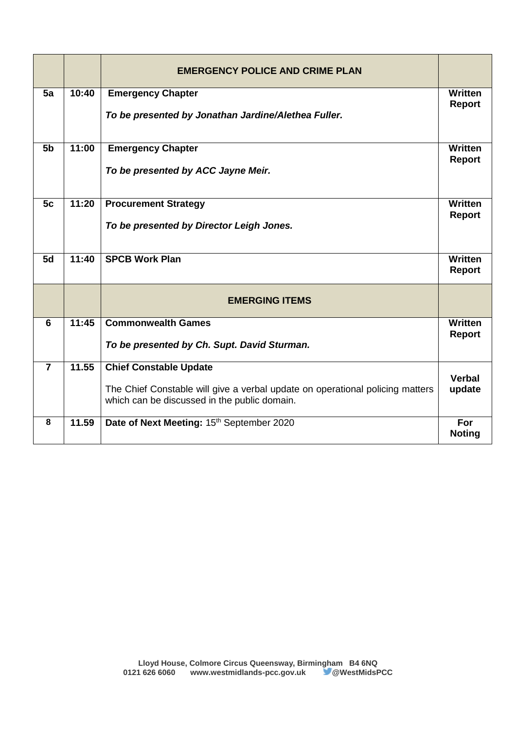| | | **EMERGENCY POLICE AND CRIME PLAN** | |
|---|---|---|---|
| **5a** | **10:40** | **Emergency Chapter**<br><br>***To be presented by Jonathan Jardine/Alethea Fuller.*** | **Written Report** |
| **5b** | **11:00** | **Emergency Chapter**<br><br>***To be presented by ACC Jayne Meir.*** | **Written Report** |
| **5c** | **11:20** | **Procurement Strategy**<br><br>***To be presented by Director Leigh Jones.*** | **Written Report** |
| **5d** | **11:40** | **SPCB Work Plan** | **Written Report** |
| | | **EMERGING ITEMS** | |
| **6** | **11:45** | **Commonwealth Games**<br><br>***To be presented by Ch. Supt. David Sturman.*** | **Written Report** |
| **7** | **11.55** | **Chief Constable Update**<br><br>The Chief Constable will give a verbal update on operational policing matters which can be discussed in the public domain. | **Verbal update** |
| **8** | **11.59** | **Date of Next Meeting:** 15th September 2020 | **For Noting** |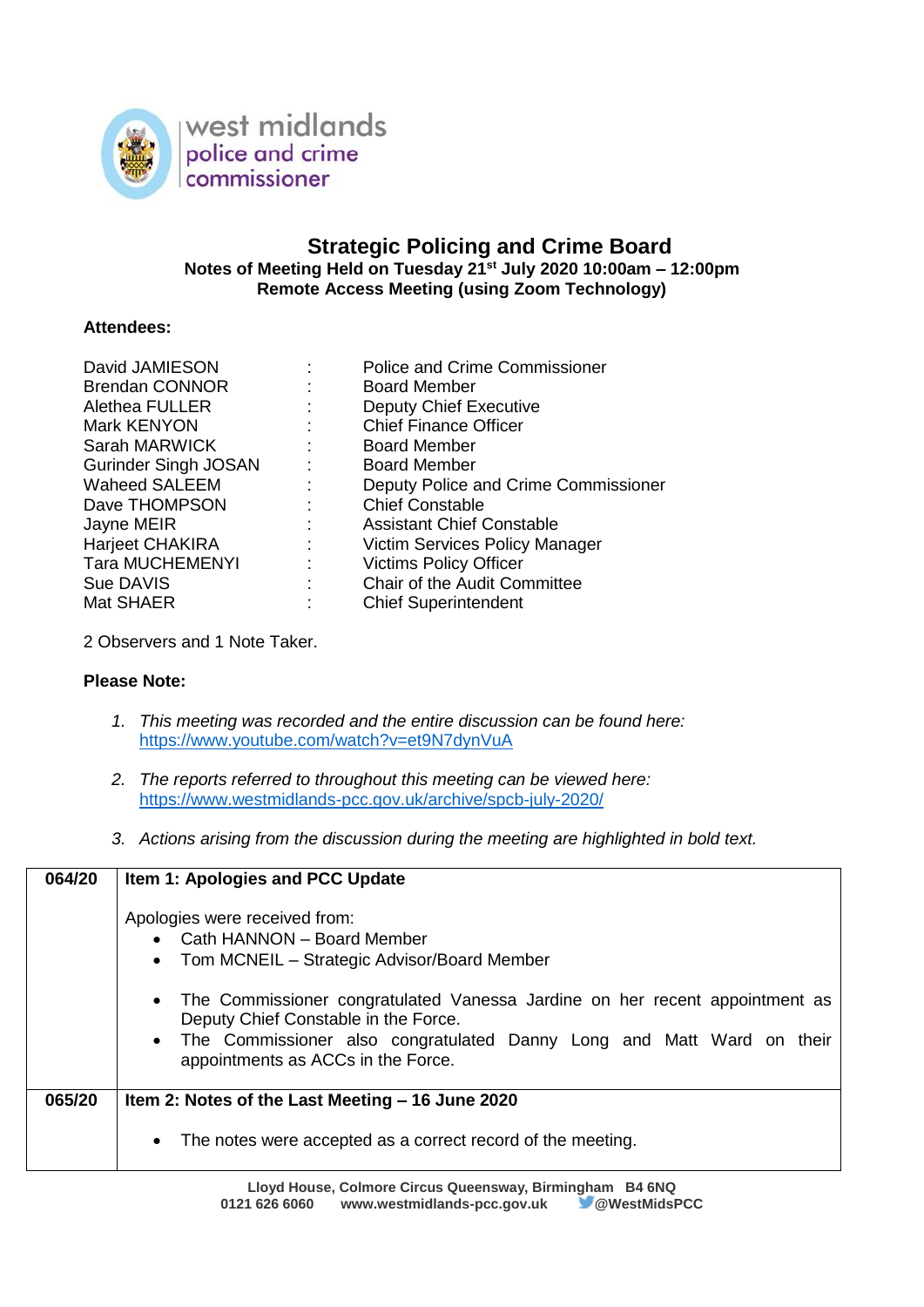west midlands
police and crime
commissioner

# Strategic Policing and Crime Board

**Notes of Meeting Held on Tuesday 21st July 2020 10:00am – 12:00pm**
**Remote Access Meeting (using Zoom Technology)**

**Attendees:**

| | | |
|---|---|---|
| David JAMIESON | : | Police and Crime Commissioner |
| Brendan CONNOR | : | Board Member |
| Alethea FULLER | : | Deputy Chief Executive |
| Mark KENYON | : | Chief Finance Officer |
| Sarah MARWICK | : | Board Member |
| Gurinder Singh JOSAN | : | Board Member |
| Waheed SALEEM | : | Deputy Police and Crime Commissioner |
| Dave THOMPSON | : | Chief Constable |
| Jayne MEIR | : | Assistant Chief Constable |
| Harjeet CHAKIRA | : | Victim Services Policy Manager |
| Tara MUCHEMENYI | : | Victims Policy Officer |
| Sue DAVIS | : | Chair of the Audit Committee |
| Mat SHAER | : | Chief Superintendent |

2 Observers and 1 Note Taker.

**Please Note:**

1. *This meeting was recorded and the entire discussion can be found here:* https://www.youtube.com/watch?v=et9N7dynVuA
2. *The reports referred to throughout this meeting can be viewed here:* https://www.westmidlands-pcc.gov.uk/archive/spcb-july-2020/
3. *Actions arising from the discussion during the meeting are highlighted in bold text.*

| | |
|---|---|
| **064/20** | **Item 1: Apologies and PCC Update**<br><br>Apologies were received from:<br>• Cath HANNON – Board Member<br>• Tom MCNEIL – Strategic Advisor/Board Member<br><br>• The Commissioner congratulated Vanessa Jardine on her recent appointment as Deputy Chief Constable in the Force.<br>• The Commissioner also congratulated Danny Long and Matt Ward on their appointments as ACCs in the Force. |
| **065/20** | **Item 2: Notes of the Last Meeting – 16 June 2020**<br><br>• The notes were accepted as a correct record of the meeting. |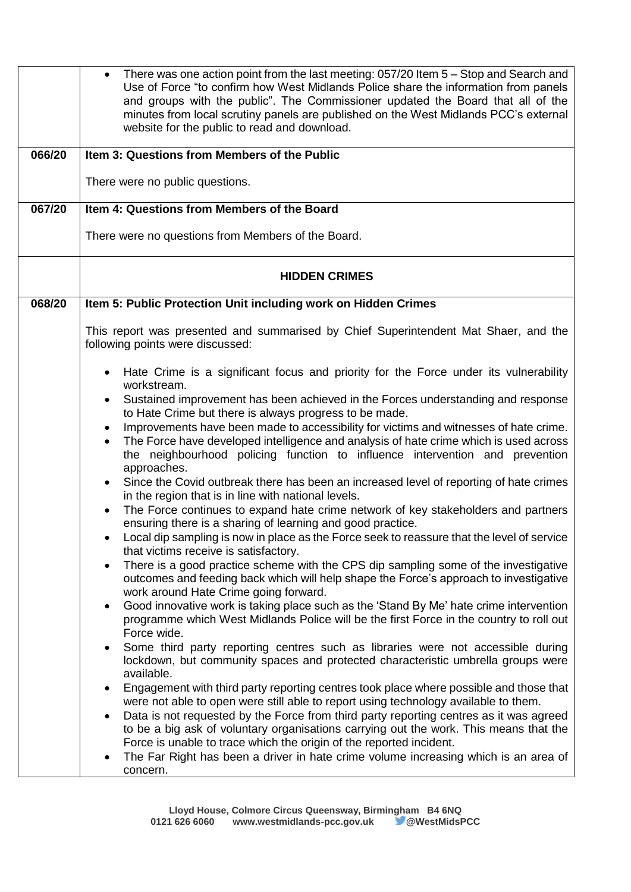|  |  |
| --- | --- |
|  | • There was one action point from the last meeting: 057/20 Item 5 – Stop and Search and Use of Force "to confirm how West Midlands Police share the information from panels and groups with the public". The Commissioner updated the Board that all of the minutes from local scrutiny panels are published on the West Midlands PCC's external website for the public to read and download. |
| 066/20 | **Item 3: Questions from Members of the Public**<br><br>There were no public questions. |
| 067/20 | **Item 4: Questions from Members of the Board**<br><br>There were no questions from Members of the Board. |
|  | **HIDDEN CRIMES** |
| 068/20 | **Item 5: Public Protection Unit including work on Hidden Crimes**<br><br>This report was presented and summarised by Chief Superintendent Mat Shaer, and the following points were discussed:<br><br>• Hate Crime is a significant focus and priority for the Force under its vulnerability workstream.<br>• Sustained improvement has been achieved in the Forces understanding and response to Hate Crime but there is always progress to be made.<br>• Improvements have been made to accessibility for victims and witnesses of hate crime.<br>• The Force have developed intelligence and analysis of hate crime which is used across the neighbourhood policing function to influence intervention and prevention approaches.<br>• Since the Covid outbreak there has been an increased level of reporting of hate crimes in the region that is in line with national levels.<br>• The Force continues to expand hate crime network of key stakeholders and partners ensuring there is a sharing of learning and good practice.<br>• Local dip sampling is now in place as the Force seek to reassure that the level of service that victims receive is satisfactory.<br>• There is a good practice scheme with the CPS dip sampling some of the investigative outcomes and feeding back which will help shape the Force's approach to investigative work around Hate Crime going forward.<br>• Good innovative work is taking place such as the 'Stand By Me' hate crime intervention programme which West Midlands Police will be the first Force in the country to roll out Force wide.<br>• Some third party reporting centres such as libraries were not accessible during lockdown, but community spaces and protected characteristic umbrella groups were available.<br>• Engagement with third party reporting centres took place where possible and those that were not able to open were still able to report using technology available to them.<br>• Data is not requested by the Force from third party reporting centres as it was agreed to be a big ask of voluntary organisations carrying out the work. This means that the Force is unable to trace which the origin of the reported incident.<br>• The Far Right has been a driver in hate crime volume increasing which is an area of concern. |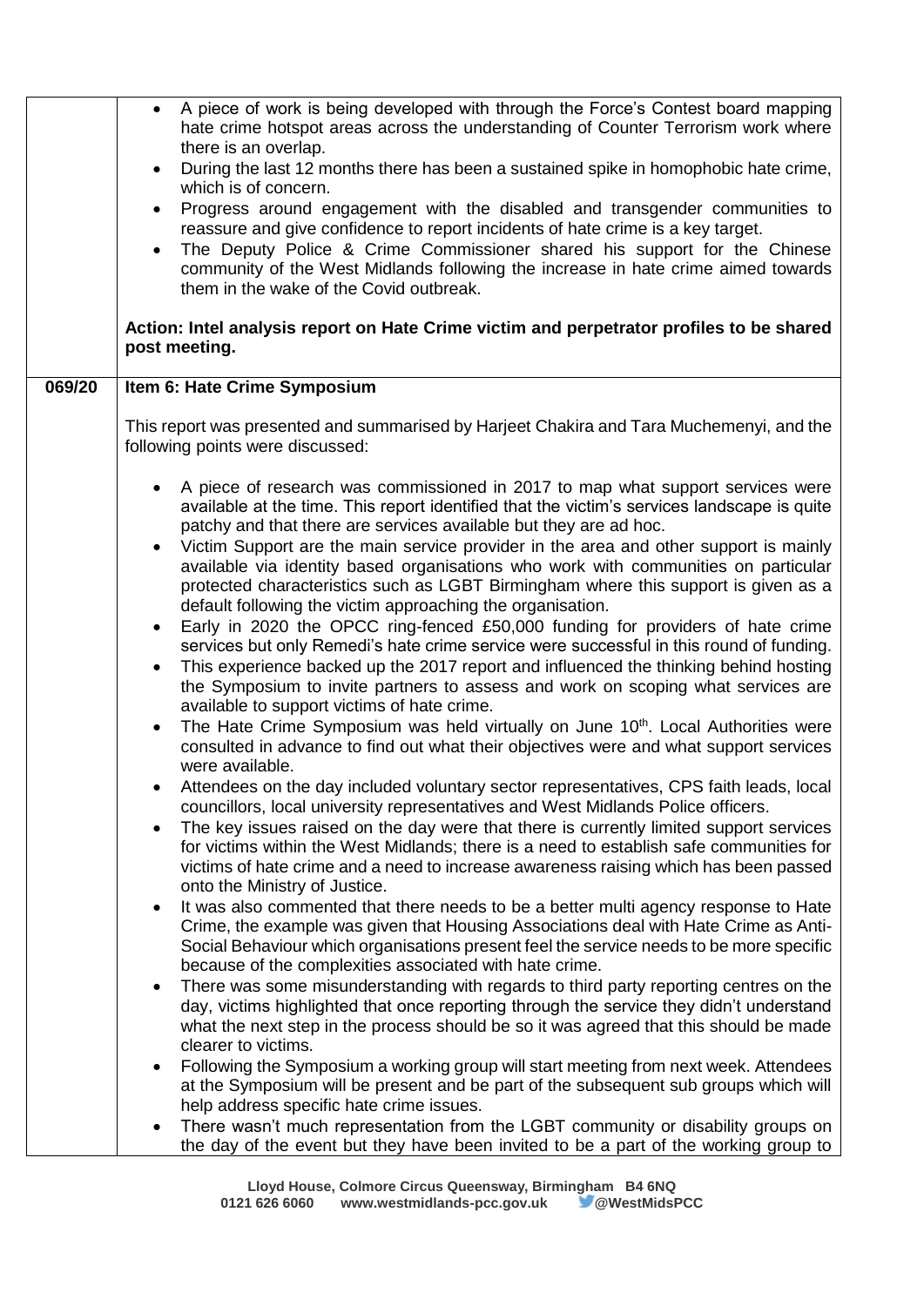| | |
|---|---|
| | • A piece of work is being developed with through the Force's Contest board mapping hate crime hotspot areas across the understanding of Counter Terrorism work where there is an overlap.<br>• During the last 12 months there has been a sustained spike in homophobic hate crime, which is of concern.<br>• Progress around engagement with the disabled and transgender communities to reassure and give confidence to report incidents of hate crime is a key target.<br>• The Deputy Police & Crime Commissioner shared his support for the Chinese community of the West Midlands following the increase in hate crime aimed towards them in the wake of the Covid outbreak.<br><br>**Action: Intel analysis report on Hate Crime victim and perpetrator profiles to be shared post meeting.** |
| **069/20** | **Item 6: Hate Crime Symposium**<br><br>This report was presented and summarised by Harjeet Chakira and Tara Muchemenyi, and the following points were discussed:<br><br>• A piece of research was commissioned in 2017 to map what support services were available at the time. This report identified that the victim's services landscape is quite patchy and that there are services available but they are ad hoc.<br>• Victim Support are the main service provider in the area and other support is mainly available via identity based organisations who work with communities on particular protected characteristics such as LGBT Birmingham where this support is given as a default following the victim approaching the organisation.<br>• Early in 2020 the OPCC ring-fenced £50,000 funding for providers of hate crime services but only Remedi's hate crime service were successful in this round of funding.<br>• This experience backed up the 2017 report and influenced the thinking behind hosting the Symposium to invite partners to assess and work on scoping what services are available to support victims of hate crime.<br>• The Hate Crime Symposium was held virtually on June 10th. Local Authorities were consulted in advance to find out what their objectives were and what support services were available.<br>• Attendees on the day included voluntary sector representatives, CPS faith leads, local councillors, local university representatives and West Midlands Police officers.<br>• The key issues raised on the day were that there is currently limited support services for victims within the West Midlands; there is a need to establish safe communities for victims of hate crime and a need to increase awareness raising which has been passed onto the Ministry of Justice.<br>• It was also commented that there needs to be a better multi agency response to Hate Crime, the example was given that Housing Associations deal with Hate Crime as Anti-Social Behaviour which organisations present feel the service needs to be more specific because of the complexities associated with hate crime.<br>• There was some misunderstanding with regards to third party reporting centres on the day, victims highlighted that once reporting through the service they didn't understand what the next step in the process should be so it was agreed that this should be made clearer to victims.<br>• Following the Symposium a working group will start meeting from next week. Attendees at the Symposium will be present and be part of the subsequent sub groups which will help address specific hate crime issues.<br>• There wasn't much representation from the LGBT community or disability groups on the day of the event but they have been invited to be a part of the working group to |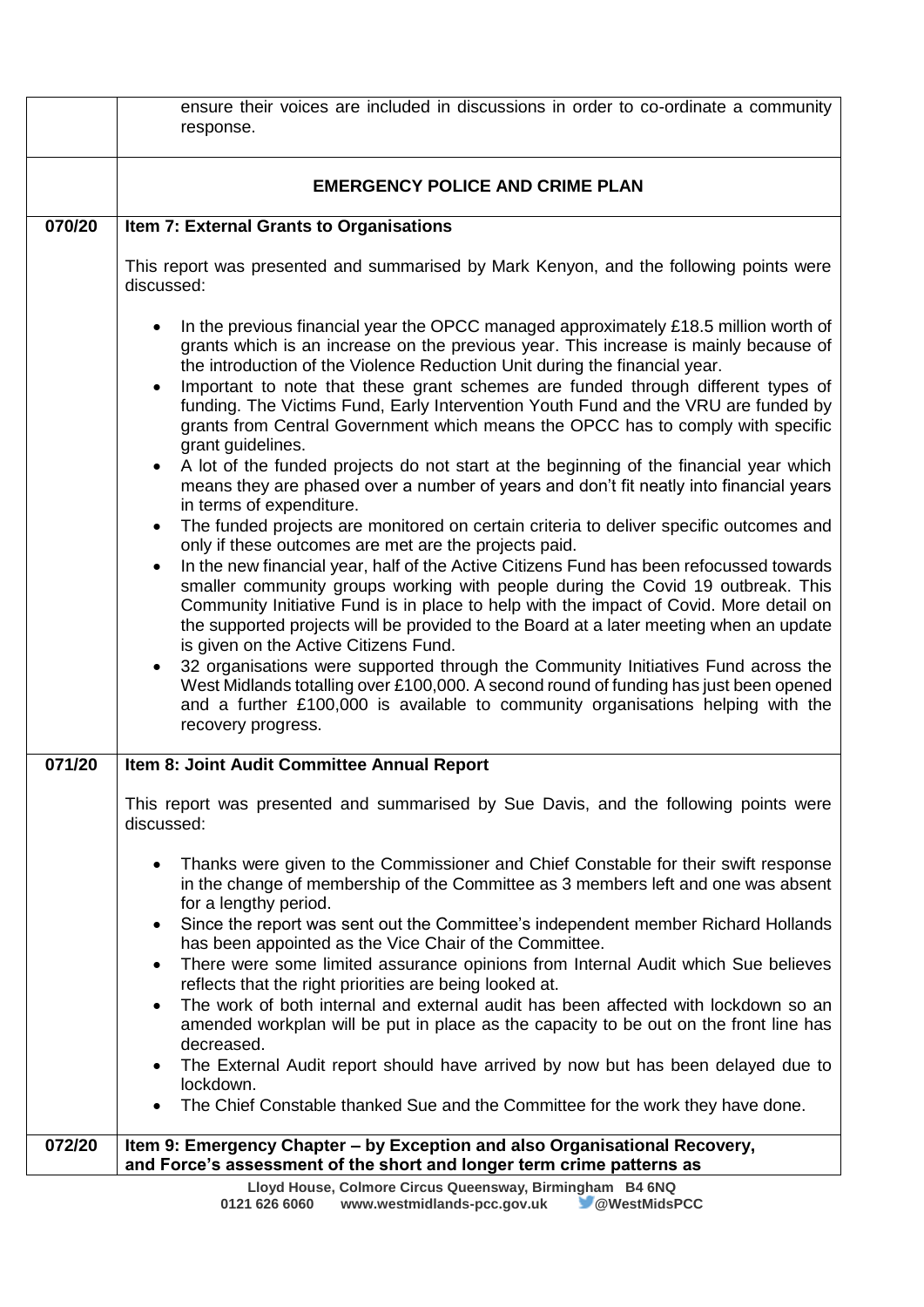| | |
|---|---|
| | ensure their voices are included in discussions in order to co-ordinate a community response. |
| | **EMERGENCY POLICE AND CRIME PLAN** |
| **070/20** | **Item 7: External Grants to Organisations**<br><br>This report was presented and summarised by Mark Kenyon, and the following points were discussed:<br><br>• In the previous financial year the OPCC managed approximately £18.5 million worth of grants which is an increase on the previous year. This increase is mainly because of the introduction of the Violence Reduction Unit during the financial year.<br>• Important to note that these grant schemes are funded through different types of funding. The Victims Fund, Early Intervention Youth Fund and the VRU are funded by grants from Central Government which means the OPCC has to comply with specific grant guidelines.<br>• A lot of the funded projects do not start at the beginning of the financial year which means they are phased over a number of years and don't fit neatly into financial years in terms of expenditure.<br>• The funded projects are monitored on certain criteria to deliver specific outcomes and only if these outcomes are met are the projects paid.<br>• In the new financial year, half of the Active Citizens Fund has been refocussed towards smaller community groups working with people during the Covid 19 outbreak. This Community Initiative Fund is in place to help with the impact of Covid. More detail on the supported projects will be provided to the Board at a later meeting when an update is given on the Active Citizens Fund.<br>• 32 organisations were supported through the Community Initiatives Fund across the West Midlands totalling over £100,000. A second round of funding has just been opened and a further £100,000 is available to community organisations helping with the recovery progress. |
| **071/20** | **Item 8: Joint Audit Committee Annual Report**<br><br>This report was presented and summarised by Sue Davis, and the following points were discussed:<br><br>• Thanks were given to the Commissioner and Chief Constable for their swift response in the change of membership of the Committee as 3 members left and one was absent for a lengthy period.<br>• Since the report was sent out the Committee's independent member Richard Hollands has been appointed as the Vice Chair of the Committee.<br>• There were some limited assurance opinions from Internal Audit which Sue believes reflects that the right priorities are being looked at.<br>• The work of both internal and external audit has been affected with lockdown so an amended workplan will be put in place as the capacity to be out on the front line has decreased.<br>• The External Audit report should have arrived by now but has been delayed due to lockdown.<br>• The Chief Constable thanked Sue and the Committee for the work they have done. |
| **072/20** | **Item 9: Emergency Chapter – by Exception and also Organisational Recovery, and Force's assessment of the short and longer term crime patterns as** |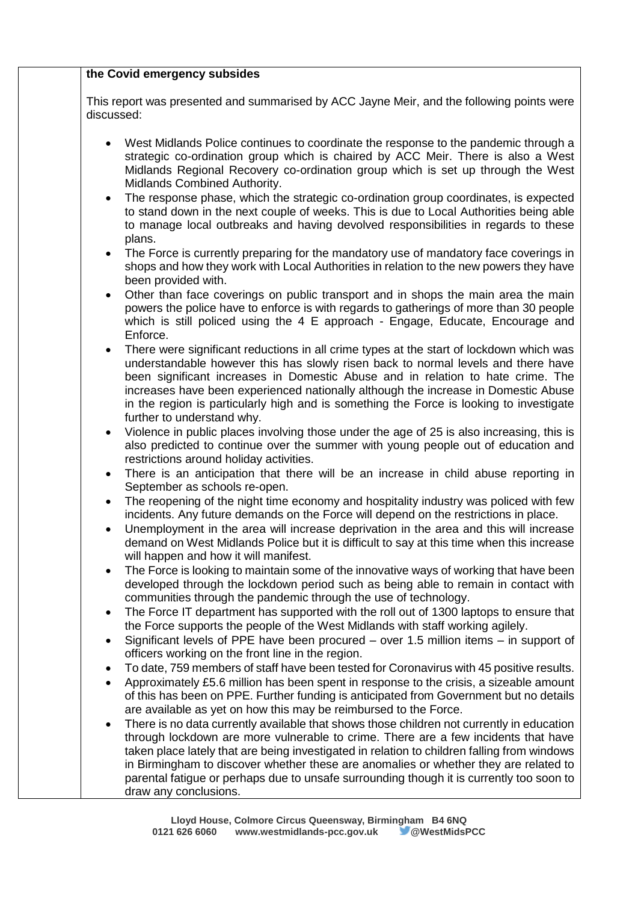**the Covid emergency subsides**

This report was presented and summarised by ACC Jayne Meir, and the following points were discussed:

- West Midlands Police continues to coordinate the response to the pandemic through a strategic co-ordination group which is chaired by ACC Meir. There is also a West Midlands Regional Recovery co-ordination group which is set up through the West Midlands Combined Authority.
- The response phase, which the strategic co-ordination group coordinates, is expected to stand down in the next couple of weeks. This is due to Local Authorities being able to manage local outbreaks and having devolved responsibilities in regards to these plans.
- The Force is currently preparing for the mandatory use of mandatory face coverings in shops and how they work with Local Authorities in relation to the new powers they have been provided with.
- Other than face coverings on public transport and in shops the main area the main powers the police have to enforce is with regards to gatherings of more than 30 people which is still policed using the 4 E approach - Engage, Educate, Encourage and Enforce.
- There were significant reductions in all crime types at the start of lockdown which was understandable however this has slowly risen back to normal levels and there have been significant increases in Domestic Abuse and in relation to hate crime. The increases have been experienced nationally although the increase in Domestic Abuse in the region is particularly high and is something the Force is looking to investigate further to understand why.
- Violence in public places involving those under the age of 25 is also increasing, this is also predicted to continue over the summer with young people out of education and restrictions around holiday activities.
- There is an anticipation that there will be an increase in child abuse reporting in September as schools re-open.
- The reopening of the night time economy and hospitality industry was policed with few incidents. Any future demands on the Force will depend on the restrictions in place.
- Unemployment in the area will increase deprivation in the area and this will increase demand on West Midlands Police but it is difficult to say at this time when this increase will happen and how it will manifest.
- The Force is looking to maintain some of the innovative ways of working that have been developed through the lockdown period such as being able to remain in contact with communities through the pandemic through the use of technology.
- The Force IT department has supported with the roll out of 1300 laptops to ensure that the Force supports the people of the West Midlands with staff working agilely.
- Significant levels of PPE have been procured – over 1.5 million items – in support of officers working on the front line in the region.
- To date, 759 members of staff have been tested for Coronavirus with 45 positive results.
- Approximately £5.6 million has been spent in response to the crisis, a sizeable amount of this has been on PPE. Further funding is anticipated from Government but no details are available as yet on how this may be reimbursed to the Force.
- There is no data currently available that shows those children not currently in education through lockdown are more vulnerable to crime. There are a few incidents that have taken place lately that are being investigated in relation to children falling from windows in Birmingham to discover whether these are anomalies or whether they are related to parental fatigue or perhaps due to unsafe surrounding though it is currently too soon to draw any conclusions.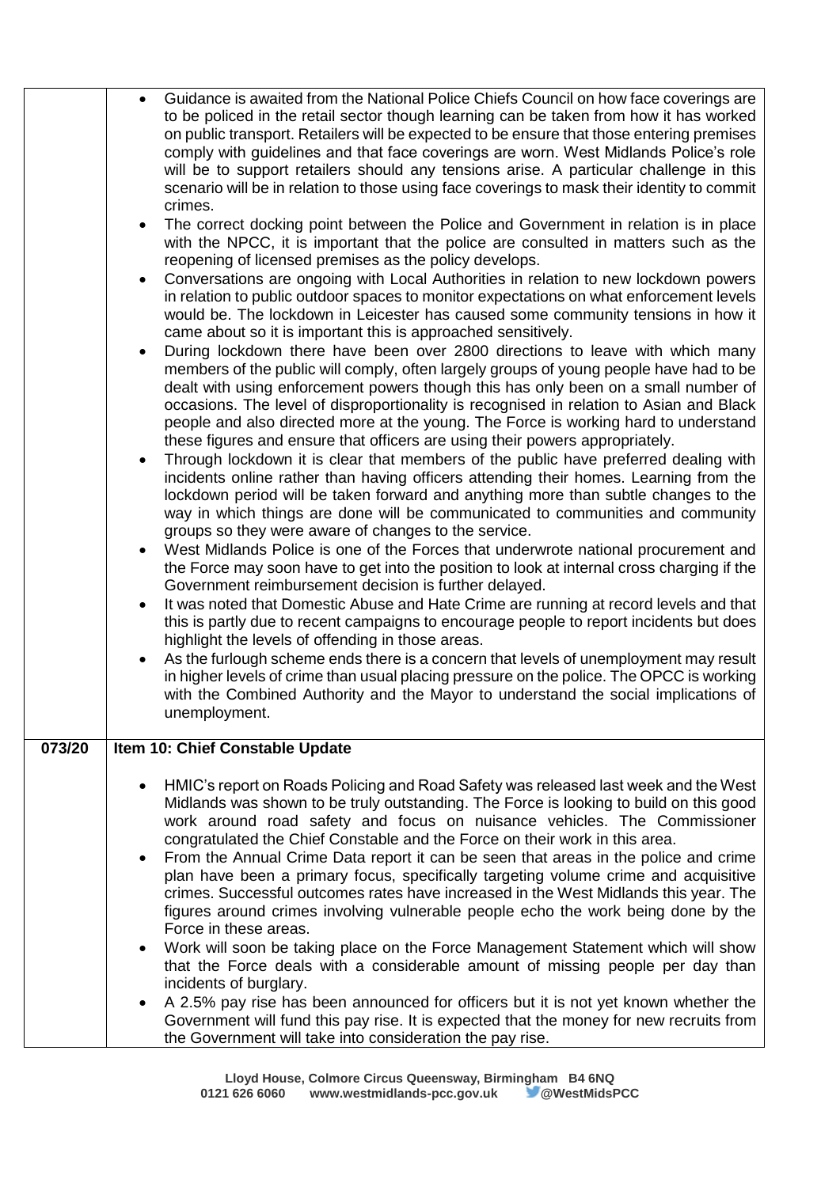| | |
|---|---|
| | <ul><li>Guidance is awaited from the National Police Chiefs Council on how face coverings are to be policed in the retail sector though learning can be taken from how it has worked on public transport. Retailers will be expected to be ensure that those entering premises comply with guidelines and that face coverings are worn. West Midlands Police's role will be to support retailers should any tensions arise. A particular challenge in this scenario will be in relation to those using face coverings to mask their identity to commit crimes.</li><li>The correct docking point between the Police and Government in relation is in place with the NPCC, it is important that the police are consulted in matters such as the reopening of licensed premises as the policy develops.</li><li>Conversations are ongoing with Local Authorities in relation to new lockdown powers in relation to public outdoor spaces to monitor expectations on what enforcement levels would be. The lockdown in Leicester has caused some community tensions in how it came about so it is important this is approached sensitively.</li><li>During lockdown there have been over 2800 directions to leave with which many members of the public will comply, often largely groups of young people have had to be dealt with using enforcement powers though this has only been on a small number of occasions. The level of disproportionality is recognised in relation to Asian and Black people and also directed more at the young. The Force is working hard to understand these figures and ensure that officers are using their powers appropriately.</li><li>Through lockdown it is clear that members of the public have preferred dealing with incidents online rather than having officers attending their homes. Learning from the lockdown period will be taken forward and anything more than subtle changes to the way in which things are done will be communicated to communities and community groups so they were aware of changes to the service.</li><li>West Midlands Police is one of the Forces that underwrote national procurement and the Force may soon have to get into the position to look at internal cross charging if the Government reimbursement decision is further delayed.</li><li>It was noted that Domestic Abuse and Hate Crime are running at record levels and that this is partly due to recent campaigns to encourage people to report incidents but does highlight the levels of offending in those areas.</li><li>As the furlough scheme ends there is a concern that levels of unemployment may result in higher levels of crime than usual placing pressure on the police. The OPCC is working with the Combined Authority and the Mayor to understand the social implications of unemployment.</li></ul> |
| **073/20** | **Item 10: Chief Constable Update** |
| | <ul><li>HMIC's report on Roads Policing and Road Safety was released last week and the West Midlands was shown to be truly outstanding. The Force is looking to build on this good work around road safety and focus on nuisance vehicles. The Commissioner congratulated the Chief Constable and the Force on their work in this area.</li><li>From the Annual Crime Data report it can be seen that areas in the police and crime plan have been a primary focus, specifically targeting volume crime and acquisitive crimes. Successful outcomes rates have increased in the West Midlands this year. The figures around crimes involving vulnerable people echo the work being done by the Force in these areas.</li><li>Work will soon be taking place on the Force Management Statement which will show that the Force deals with a considerable amount of missing people per day than incidents of burglary.</li><li>A 2.5% pay rise has been announced for officers but it is not yet known whether the Government will fund this pay rise. It is expected that the money for new recruits from the Government will take into consideration the pay rise.</li></ul> |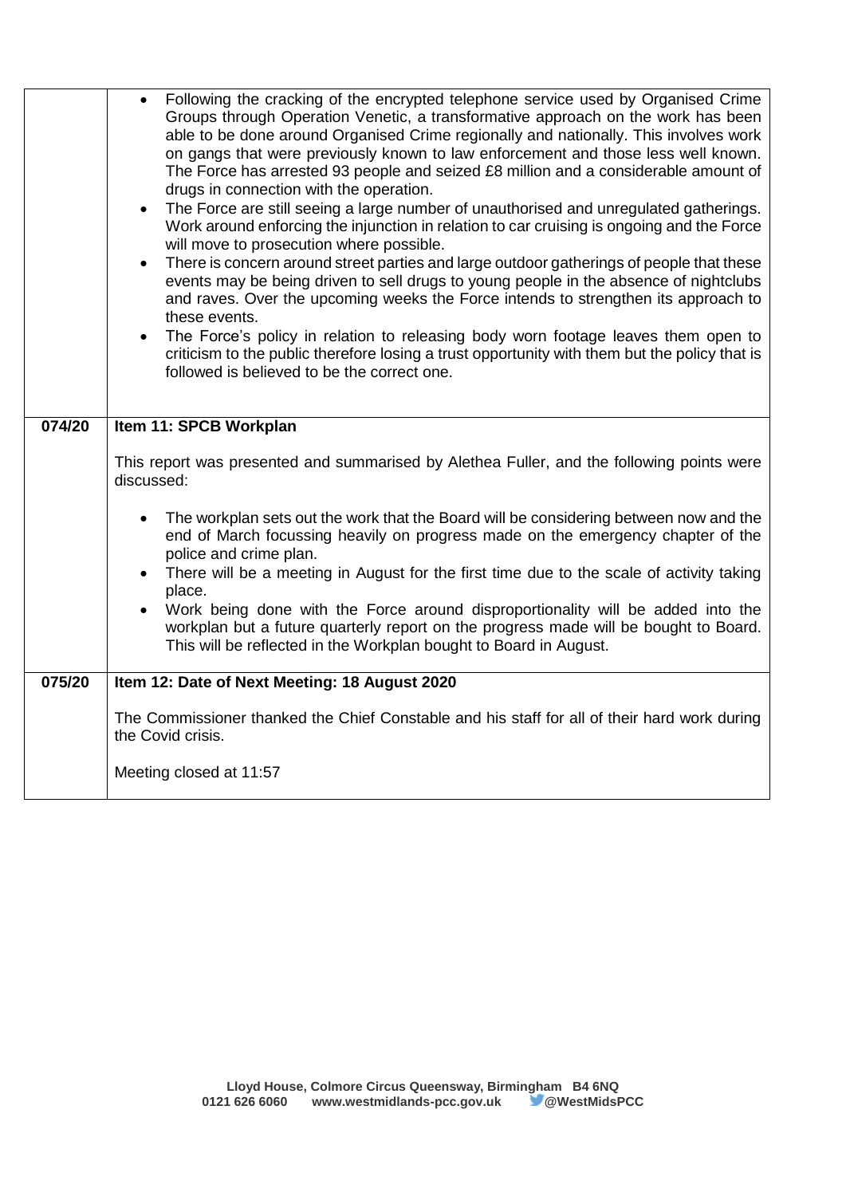| | |
|---|---|
| | • Following the cracking of the encrypted telephone service used by Organised Crime Groups through Operation Venetic, a transformative approach on the work has been able to be done around Organised Crime regionally and nationally. This involves work on gangs that were previously known to law enforcement and those less well known. The Force has arrested 93 people and seized £8 million and a considerable amount of drugs in connection with the operation.<br>• The Force are still seeing a large number of unauthorised and unregulated gatherings. Work around enforcing the injunction in relation to car cruising is ongoing and the Force will move to prosecution where possible.<br>• There is concern around street parties and large outdoor gatherings of people that these events may be being driven to sell drugs to young people in the absence of nightclubs and raves. Over the upcoming weeks the Force intends to strengthen its approach to these events.<br>• The Force's policy in relation to releasing body worn footage leaves them open to criticism to the public therefore losing a trust opportunity with them but the policy that is followed is believed to be the correct one. |
| **074/20** | **Item 11: SPCB Workplan**<br><br>This report was presented and summarised by Alethea Fuller, and the following points were discussed:<br><br>• The workplan sets out the work that the Board will be considering between now and the end of March focussing heavily on progress made on the emergency chapter of the police and crime plan.<br>• There will be a meeting in August for the first time due to the scale of activity taking place.<br>• Work being done with the Force around disproportionality will be added into the workplan but a future quarterly report on the progress made will be bought to Board. This will be reflected in the Workplan bought to Board in August. |
| **075/20** | **Item 12: Date of Next Meeting: 18 August 2020**<br><br>The Commissioner thanked the Chief Constable and his staff for all of their hard work during the Covid crisis.<br><br>Meeting closed at 11:57 |

**Lloyd House, Colmore Circus Queensway, Birmingham B4 6NQ**
**0121 626 6060 www.westmidlands-pcc.gov.uk @WestMidsPCC**